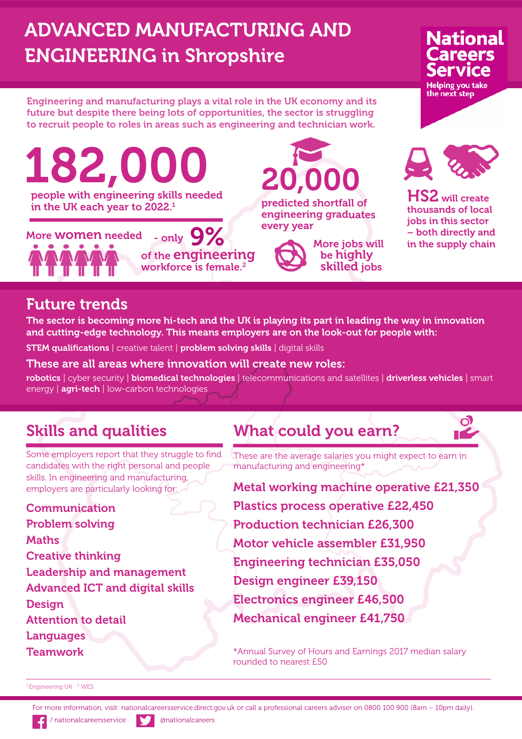# ADVANCED MANUFACTURING AND ENGINEERING in Shropshire

**National Careers Service**
Helping you take the next step

**Engineering and manufacturing plays a vital role in the UK economy and its future but despite there being lots of opportunities, the sector is struggling to recruit people to roles in areas such as engineering and technician work.**

**182,000**
people with engineering skills needed in the UK each year to 2022.[1]

**20,000**
predicted shortfall of engineering graduates every year

**HS2** will create thousands of local jobs in this sector – both directly and in the supply chain

More **women** needed - only **9%** of the **engineering** workforce is female.[2]

More jobs will be **highly** skilled jobs

## Future trends

**The sector is becoming more hi-tech and the UK is playing its part in leading the way in innovation and cutting-edge technology. This means employers are on the look-out for people with:**

**STEM qualifications** | creative talent | **problem solving skills** | digital skills

### These are all areas where innovation will create new roles:

**robotics** | cyber security | **biomedical technologies** | telecommunications and satellites | **driverless vehicles** | smart energy | **agri-tech** | low-carbon technologies

## Skills and qualities

Some employers report that they struggle to find candidates with the right personal and people skills. In engineering and manufacturing, employers are particularly looking for:

- Communication
- Problem solving
- Maths
- Creative thinking
- Leadership and management
- Advanced ICT and digital skills
- Design
- Attention to detail
- Languages
- Teamwork

## What could you earn?

These are the average salaries you might expect to earn in manufacturing and engineering*

- Metal working machine operative £21,350
- Plastics process operative £22,450
- Production technician £26,300
- Motor vehicle assembler £31,950
- Engineering technician £35,050
- Design engineer £39,150
- Electronics engineer £46,500
- Mechanical engineer £41,750

*Annual Survey of Hours and Earnings 2017 median salary rounded to nearest £50

[1] Engineering UK [2] WES

For more information, visit: nationalcareersservice.direct.gov.uk or call a professional careers adviser on 0800 100 900 (8am – 10pm daily).

/ nationalcareersservice    @nationalcareers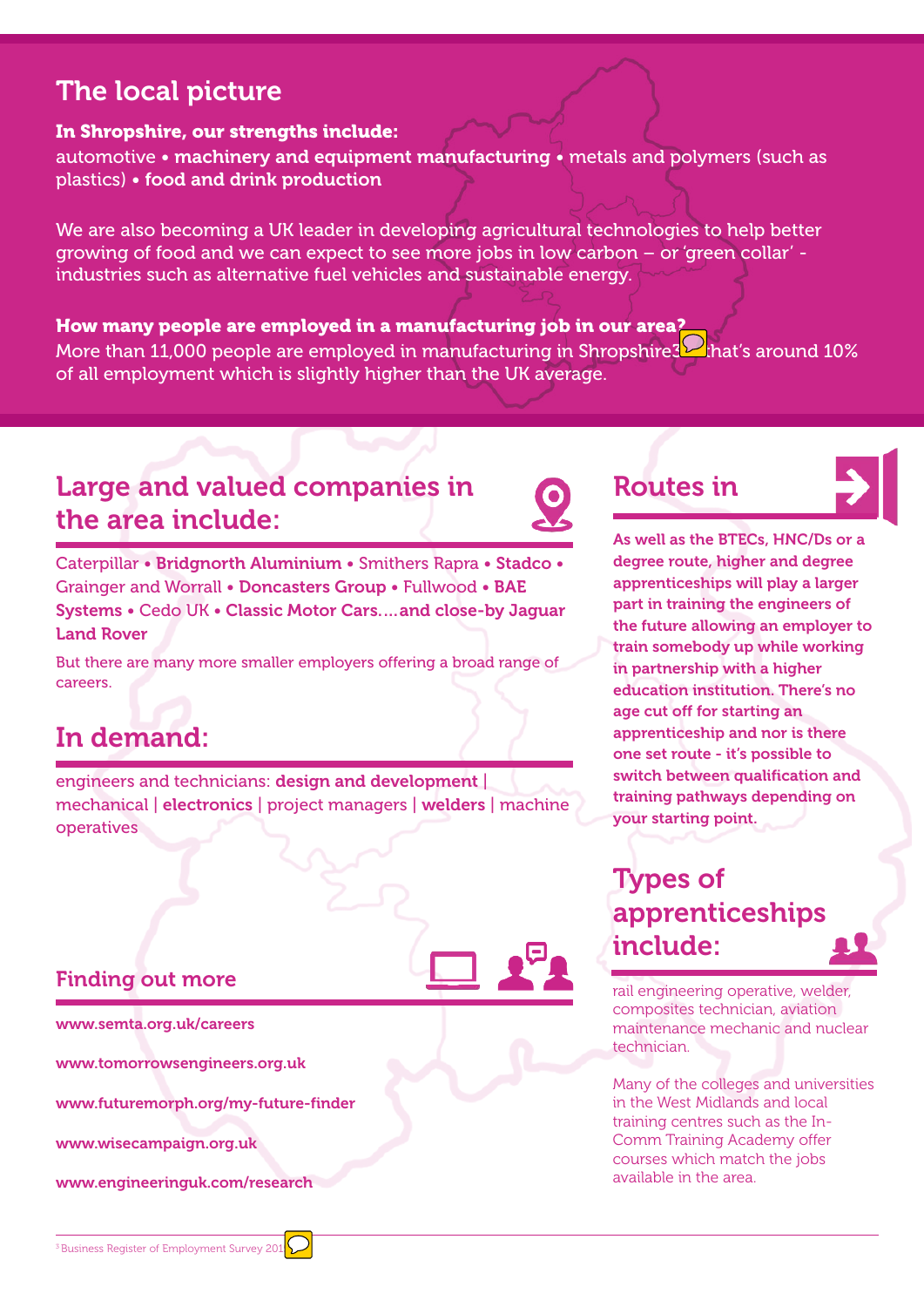## The local picture

**In Shropshire, our strengths include:**

automotive • **machinery and equipment manufacturing** • metals and polymers (such as plastics) • **food and drink production**

We are also becoming a UK leader in developing agricultural technologies to help better growing of food and we can expect to see more jobs in low carbon – or 'green collar' - industries such as alternative fuel vehicles and sustainable energy.

**How many people are employed in a manufacturing job in our area?**

More than 11,000 people are employed in manufacturing in Shropshire[3] that's around 10% of all employment which is slightly higher than the UK average.

## Large and valued companies in the area include:

Caterpillar • **Bridgnorth Aluminium** • Smithers Rapra • **Stadco** • Grainger and Worrall • **Doncasters Group** • Fullwood • **BAE Systems** • Cedo UK • **Classic Motor Cars....and close-by Jaguar Land Rover**

But there are many more smaller employers offering a broad range of careers.

## In demand:

engineers and technicians: **design and development** | mechanical | **electronics** | project managers | **welders** | machine operatives

## Finding out more

**www.semta.org.uk/careers**

**www.tomorrowsengineers.org.uk**

**www.futuremorph.org/my-future-finder**

**www.wisecampaign.org.uk**

**www.engineeringuk.com/research**

## Routes in

**As well as the BTECs, HNC/Ds or a degree route, higher and degree apprenticeships will play a larger part in training the engineers of the future allowing an employer to train somebody up while working in partnership with a higher education institution. There's no age cut off for starting an apprenticeship and nor is there one set route - it's possible to switch between qualification and training pathways depending on your starting point.**

## Types of apprenticeships include:

rail engineering operative, welder, composites technician, aviation maintenance mechanic and nuclear technician.

Many of the colleges and universities in the West Midlands and local training centres such as the In-Comm Training Academy offer courses which match the jobs available in the area.

[3] Business Register of Employment Survey 201